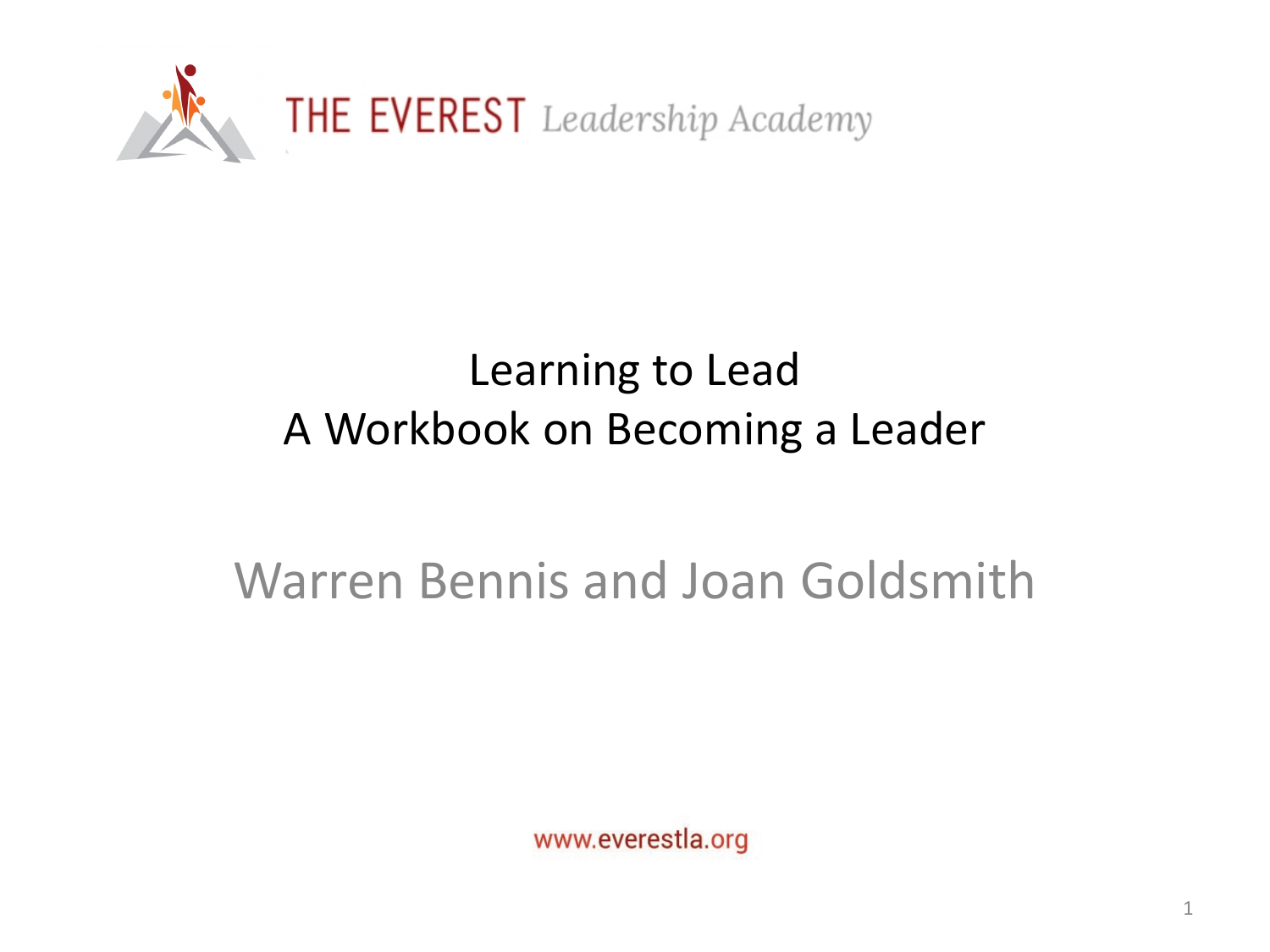THE EVEREST *Leadership Academy*

# Learning to Lead
# A Workbook on Becoming a Leader

## Warren Bennis and Joan Goldsmith

www.everestla.org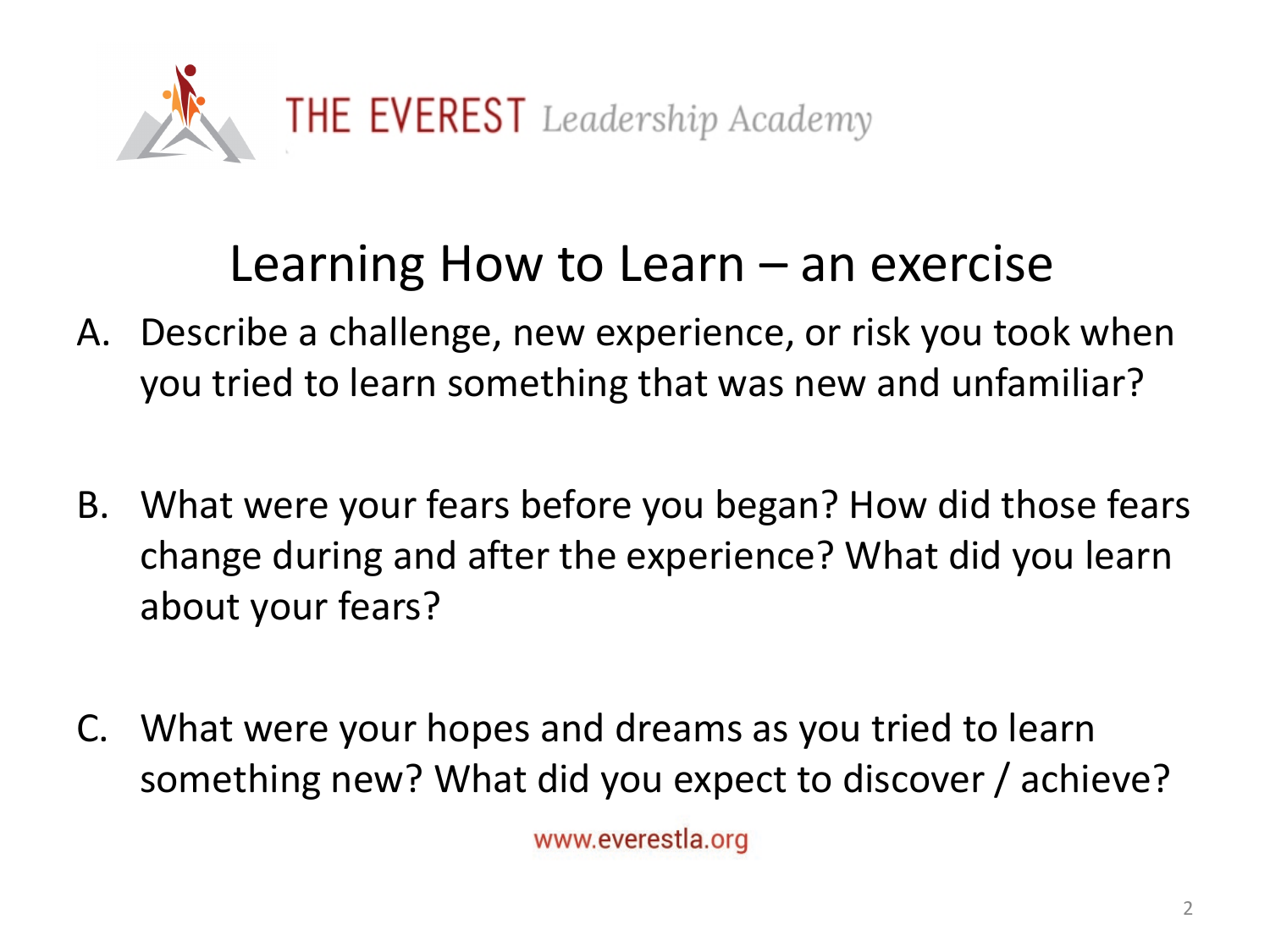THE EVEREST *Leadership Academy*

# Learning How to Learn – an exercise

A. Describe a challenge, new experience, or risk you took when you tried to learn something that was new and unfamiliar?

B. What were your fears before you began? How did those fears change during and after the experience? What did you learn about your fears?

C. What were your hopes and dreams as you tried to learn something new? What did you expect to discover / achieve?

www.everestla.org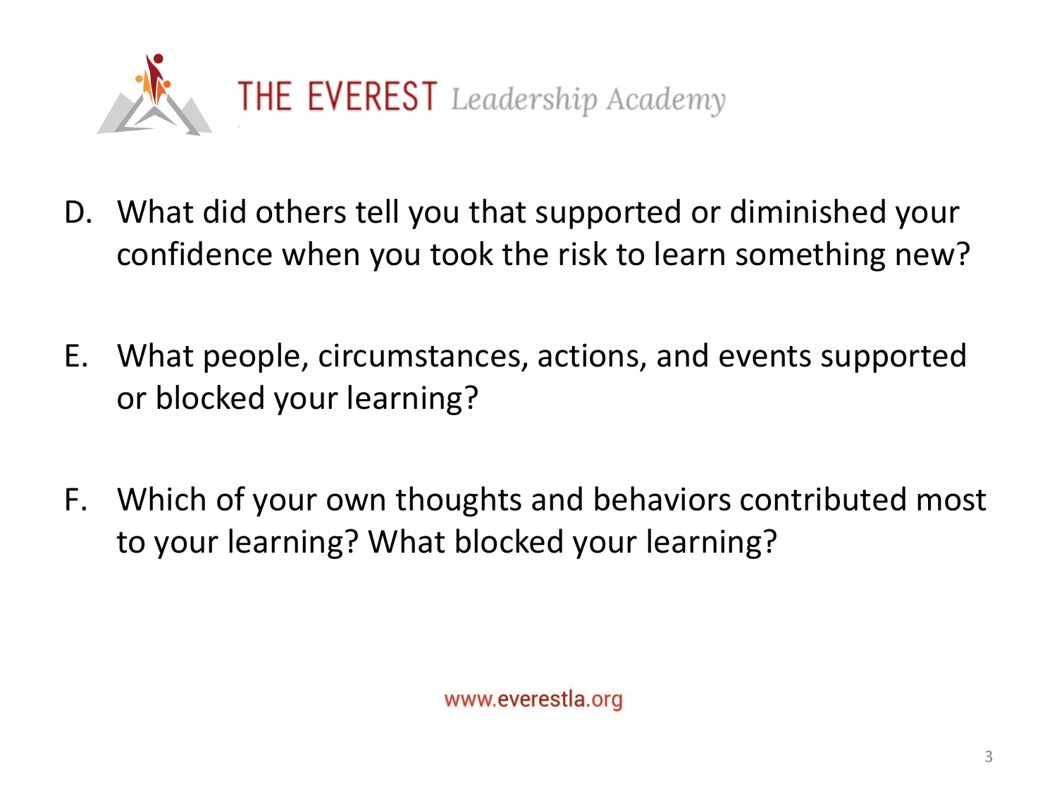THE EVEREST *Leadership Academy*

D. What did others tell you that supported or diminished your confidence when you took the risk to learn something new?

E. What people, circumstances, actions, and events supported or blocked your learning?

F. Which of your own thoughts and behaviors contributed most to your learning? What blocked your learning?

www.everestla.org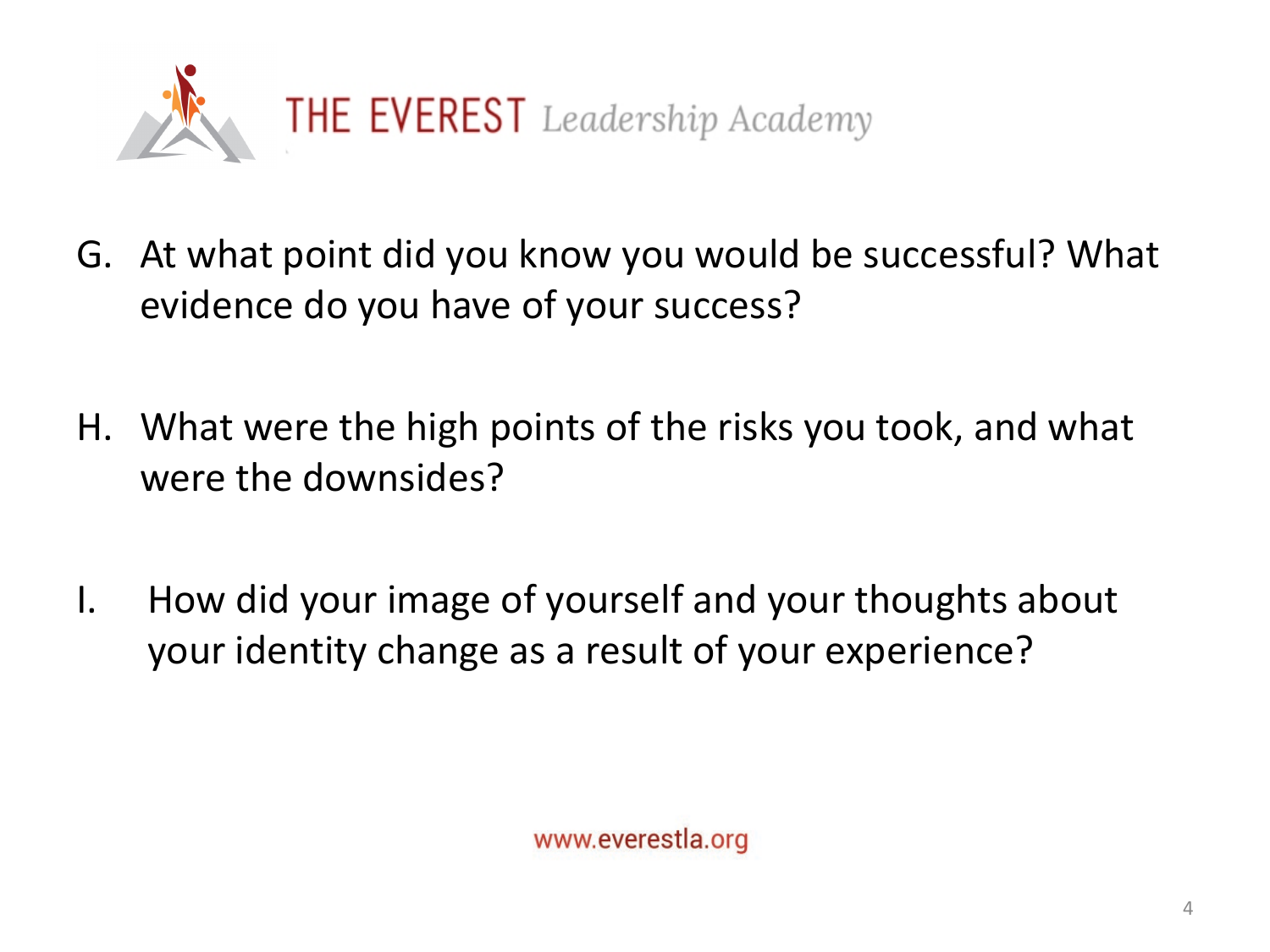G. At what point did you know you would be successful? What evidence do you have of your success?

H. What were the high points of the risks you took, and what were the downsides?

I. How did your image of yourself and your thoughts about your identity change as a result of your experience?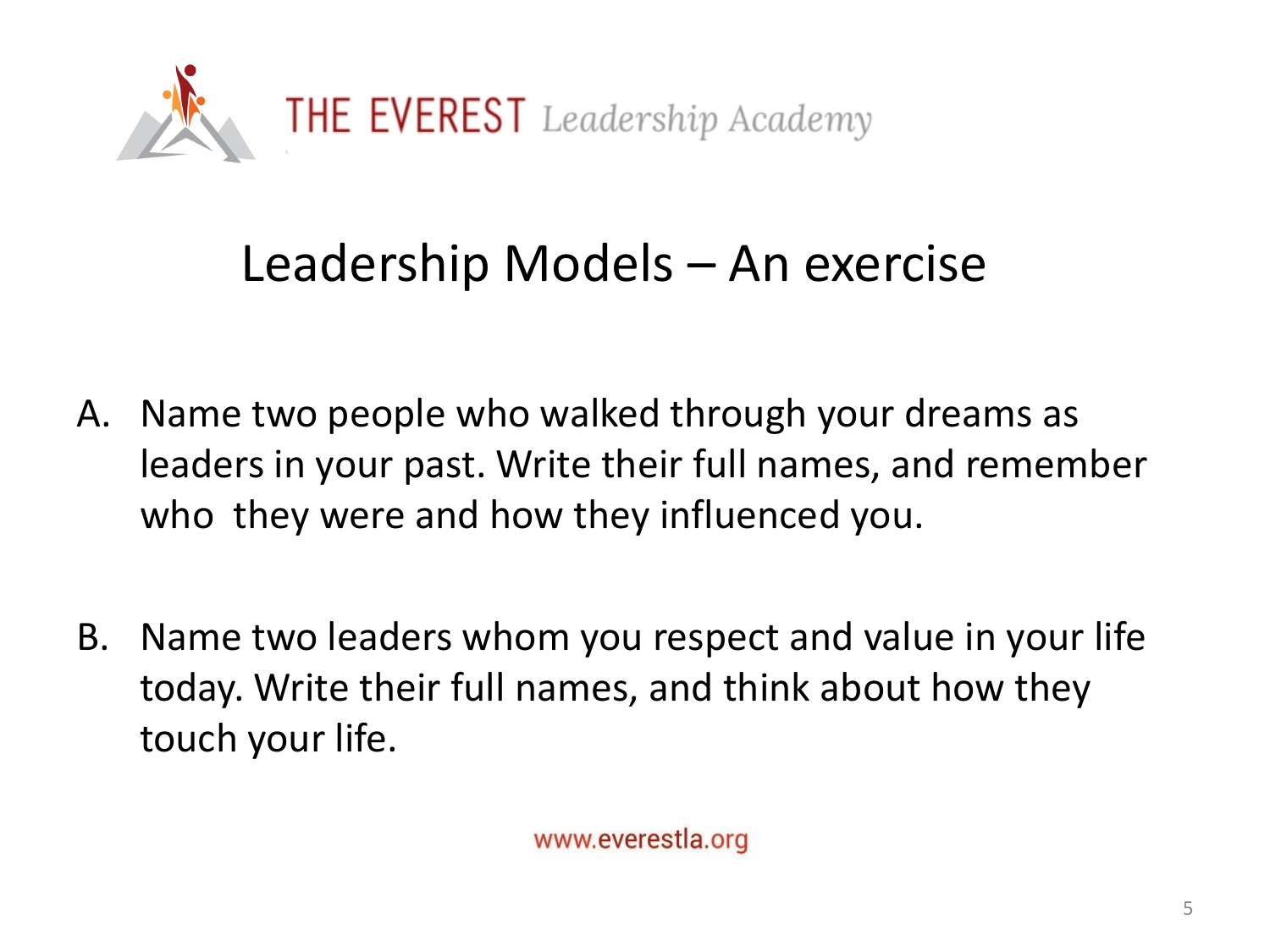THE EVEREST *Leadership Academy*

# Leadership Models – An exercise

A. Name two people who walked through your dreams as leaders in your past. Write their full names, and remember who they were and how they influenced you.

B. Name two leaders whom you respect and value in your life today. Write their full names, and think about how they touch your life.

www.everestla.org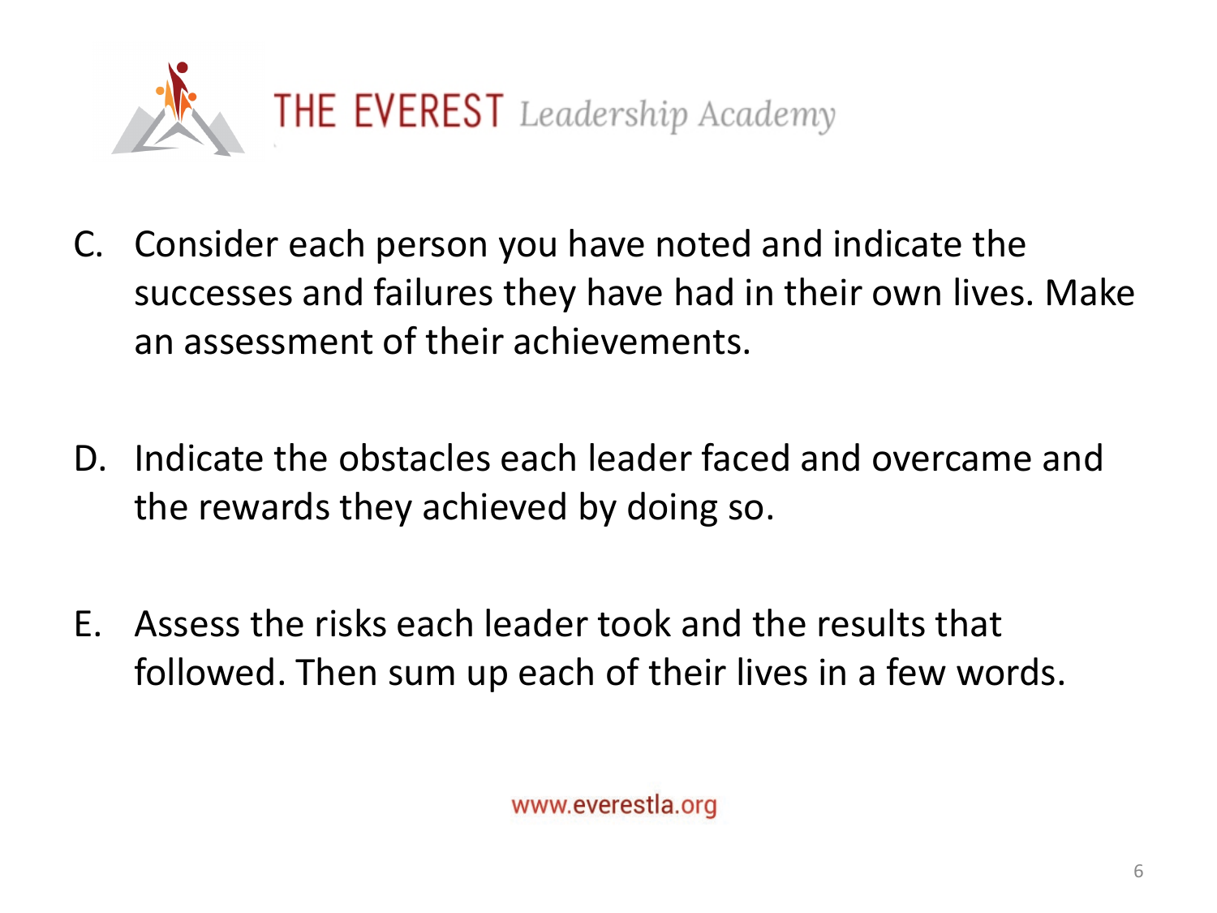C. Consider each person you have noted and indicate the successes and failures they have had in their own lives. Make an assessment of their achievements.

D. Indicate the obstacles each leader faced and overcame and the rewards they achieved by doing so.

E. Assess the risks each leader took and the results that followed. Then sum up each of their lives in a few words.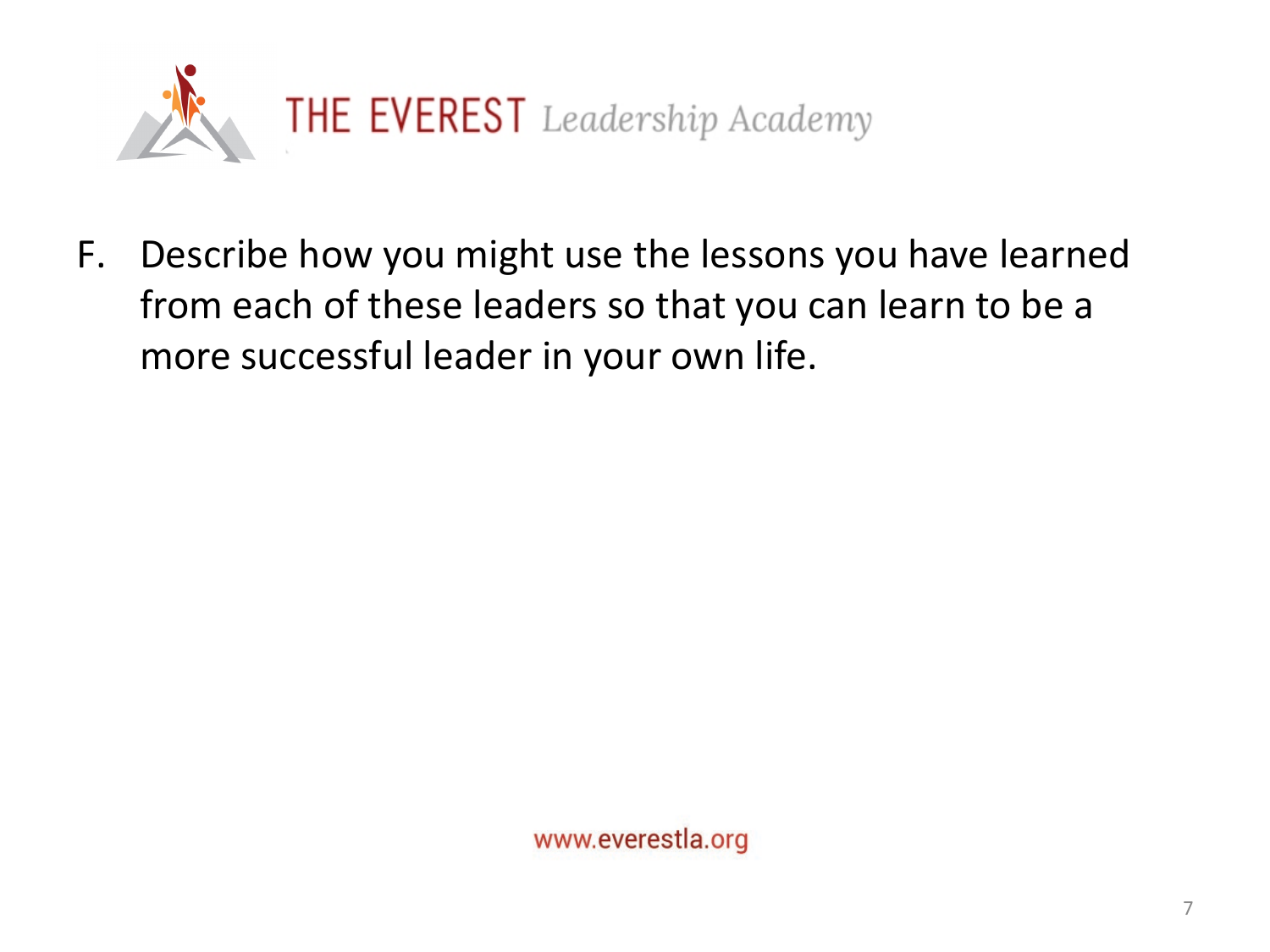F. Describe how you might use the lessons you have learned from each of these leaders so that you can learn to be a more successful leader in your own life.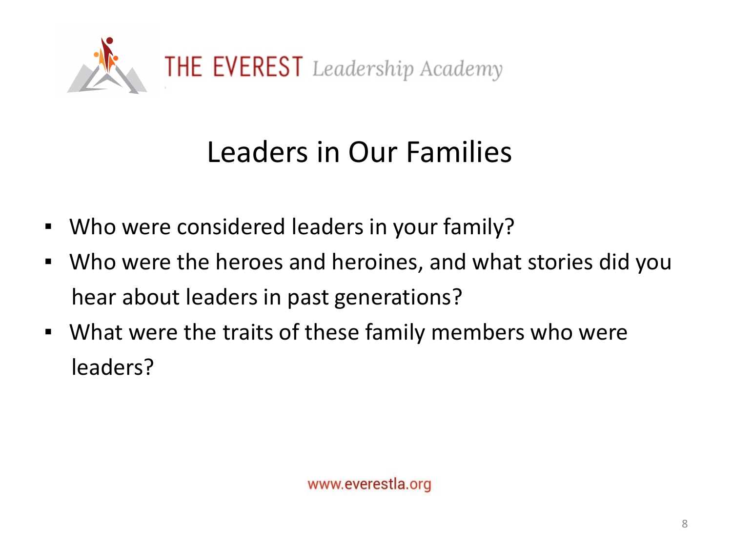THE EVEREST *Leadership Academy*

# Leaders in Our Families

- Who were considered leaders in your family?
- Who were the heroes and heroines, and what stories did you hear about leaders in past generations?
- What were the traits of these family members who were leaders?

www.everestla.org